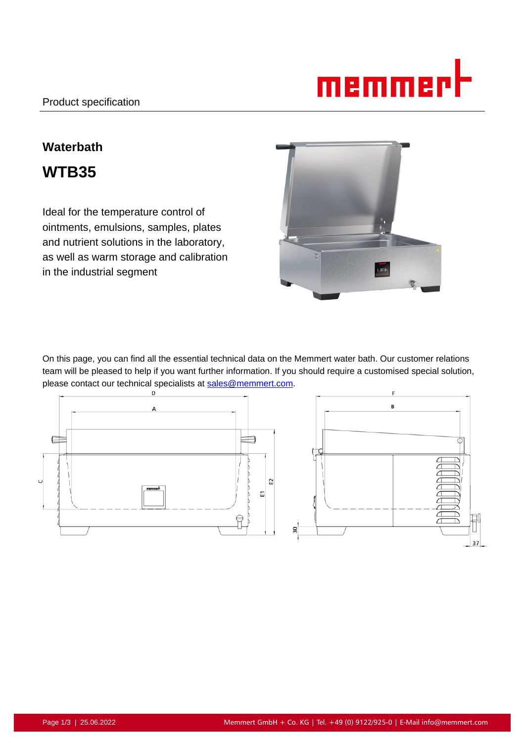Product specification

# Waterbath

# WTB35

Ideal for the temperature control of ointments, emulsions, samples, plates and nutrient solutions in the laboratory, as well as warm storage and calibration in the industrial segment

On this page, you can find all the essential technical data on the Memmert water bath. Our customer relations team will be pleased to help if you want further information. If you should require a customised special solution, please contact our technical specialists at sales@memmert.com.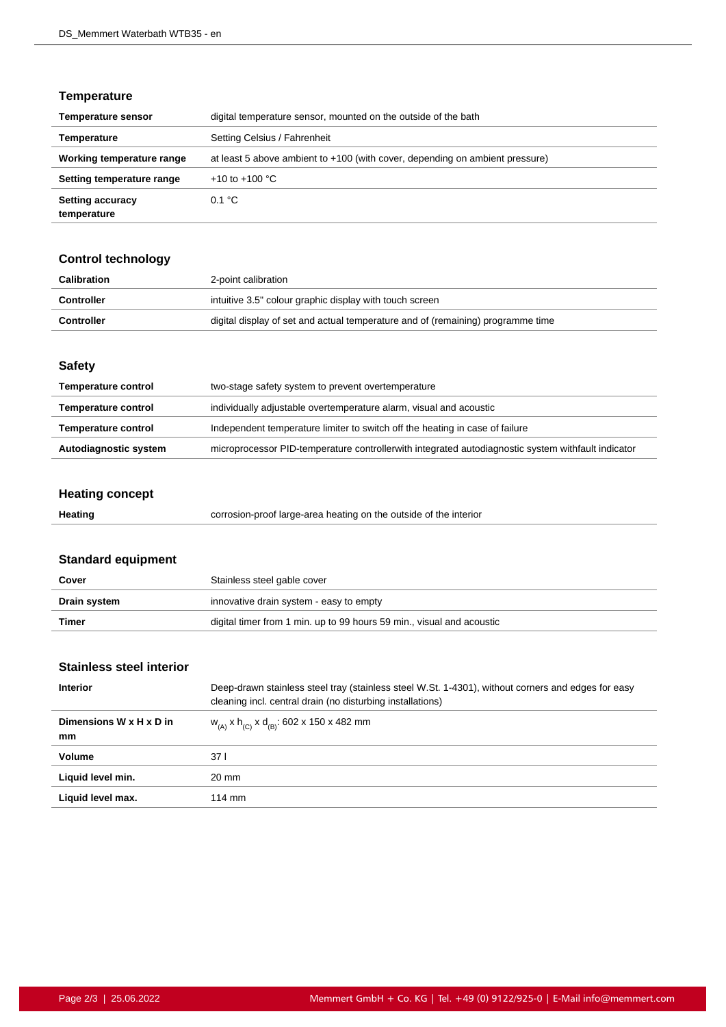## Temperature

| | |
|---|---|
| **Temperature sensor** | digital temperature sensor, mounted on the outside of the bath |
| **Temperature** | Setting Celsius / Fahrenheit |
| **Working temperature range** | at least 5 above ambient to +100 (with cover, depending on ambient pressure) |
| **Setting temperature range** | +10 to +100 °C |
| **Setting accuracy temperature** | 0.1 °C |

## Control technology

| | |
|---|---|
| **Calibration** | 2-point calibration |
| **Controller** | intuitive 3.5" colour graphic display with touch screen |
| **Controller** | digital display of set and actual temperature and of (remaining) programme time |

## Safety

| | |
|---|---|
| **Temperature control** | two-stage safety system to prevent overtemperature |
| **Temperature control** | individually adjustable overtemperature alarm, visual and acoustic |
| **Temperature control** | Independent temperature limiter to switch off the heating in case of failure |
| **Autodiagnostic system** | microprocessor PID-temperature controllerwith integrated autodiagnostic system withfault indicator |

## Heating concept

| | |
|---|---|
| **Heating** | corrosion-proof large-area heating on the outside of the interior |

## Standard equipment

| | |
|---|---|
| **Cover** | Stainless steel gable cover |
| **Drain system** | innovative drain system - easy to empty |
| **Timer** | digital timer from 1 min. up to 99 hours 59 min., visual and acoustic |

## Stainless steel interior

| | |
|---|---|
| **Interior** | Deep-drawn stainless steel tray (stainless steel W.St. 1-4301), without corners and edges for easy cleaning incl. central drain (no disturbing installations) |
| **Dimensions W x H x D in mm** | $w_{(A)}$ x $h_{(C)}$ x $d_{(B)}$: 602 x 150 x 482 mm |
| **Volume** | 37 l |
| **Liquid level min.** | 20 mm |
| **Liquid level max.** | 114 mm |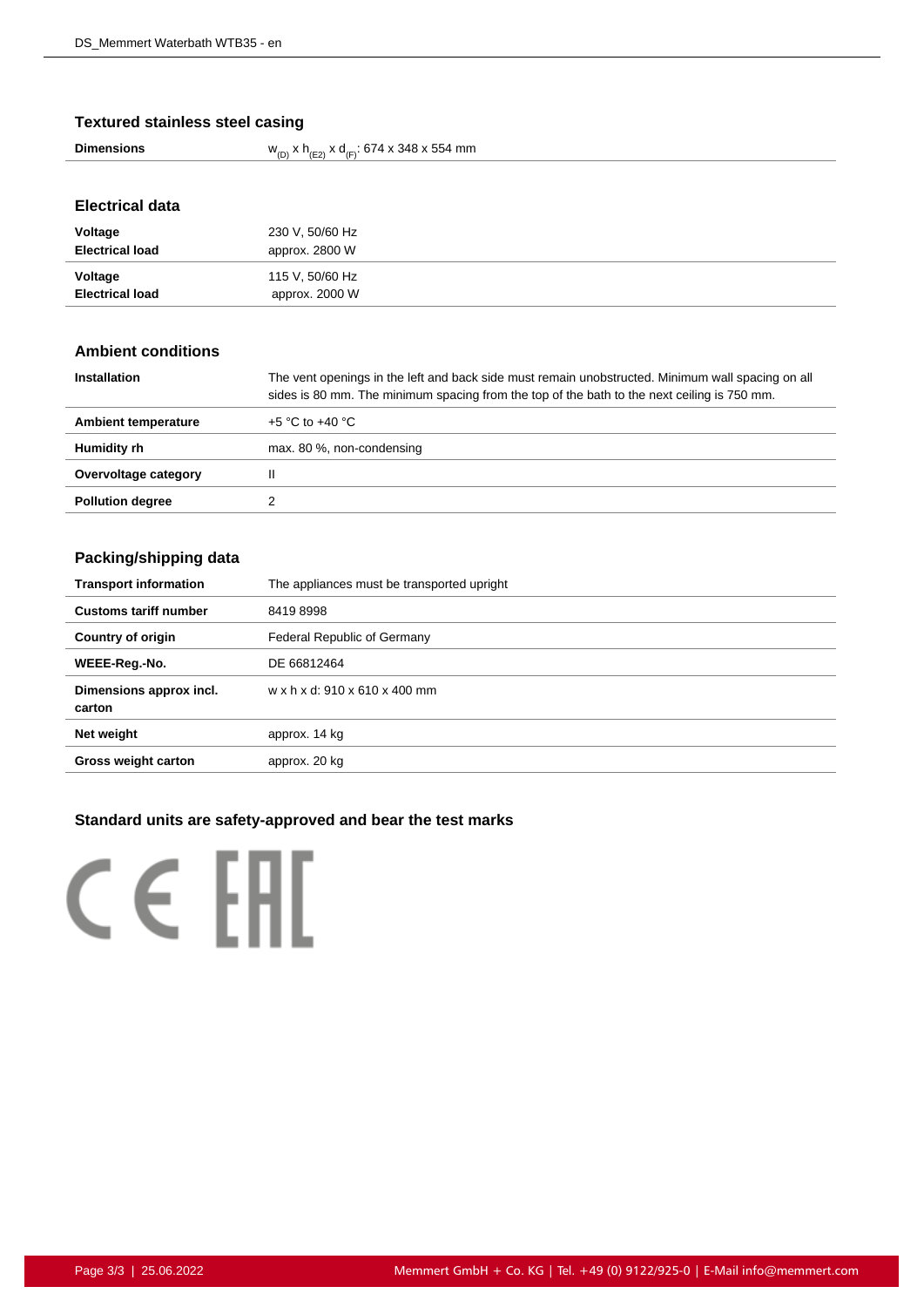### Textured stainless steel casing

| | |
|---|---|
| **Dimensions** | $w_{(D)}$ x $h_{(E2)}$ x $d_{(F)}$: 674 x 348 x 554 mm |

### Electrical data

| | |
|---|---|
| **Voltage** | 230 V, 50/60 Hz |
| **Electrical load** | approx. 2800 W |
| **Voltage** | 115 V, 50/60 Hz |
| **Electrical load** | approx. 2000 W |

### Ambient conditions

| | |
|---|---|
| **Installation** | The vent openings in the left and back side must remain unobstructed. Minimum wall spacing on all sides is 80 mm. The minimum spacing from the top of the bath to the next ceiling is 750 mm. |
| **Ambient temperature** | +5 °C to +40 °C |
| **Humidity rh** | max. 80 %, non-condensing |
| **Overvoltage category** | II |
| **Pollution degree** | 2 |

### Packing/shipping data

| | |
|---|---|
| **Transport information** | The appliances must be transported upright |
| **Customs tariff number** | 8419 8998 |
| **Country of origin** | Federal Republic of Germany |
| **WEEE-Reg.-No.** | DE 66812464 |
| **Dimensions approx incl. carton** | w x h x d: 910 x 610 x 400 mm |
| **Net weight** | approx. 14 kg |
| **Gross weight carton** | approx. 20 kg |

### Standard units are safety-approved and bear the test marks

CE EAC